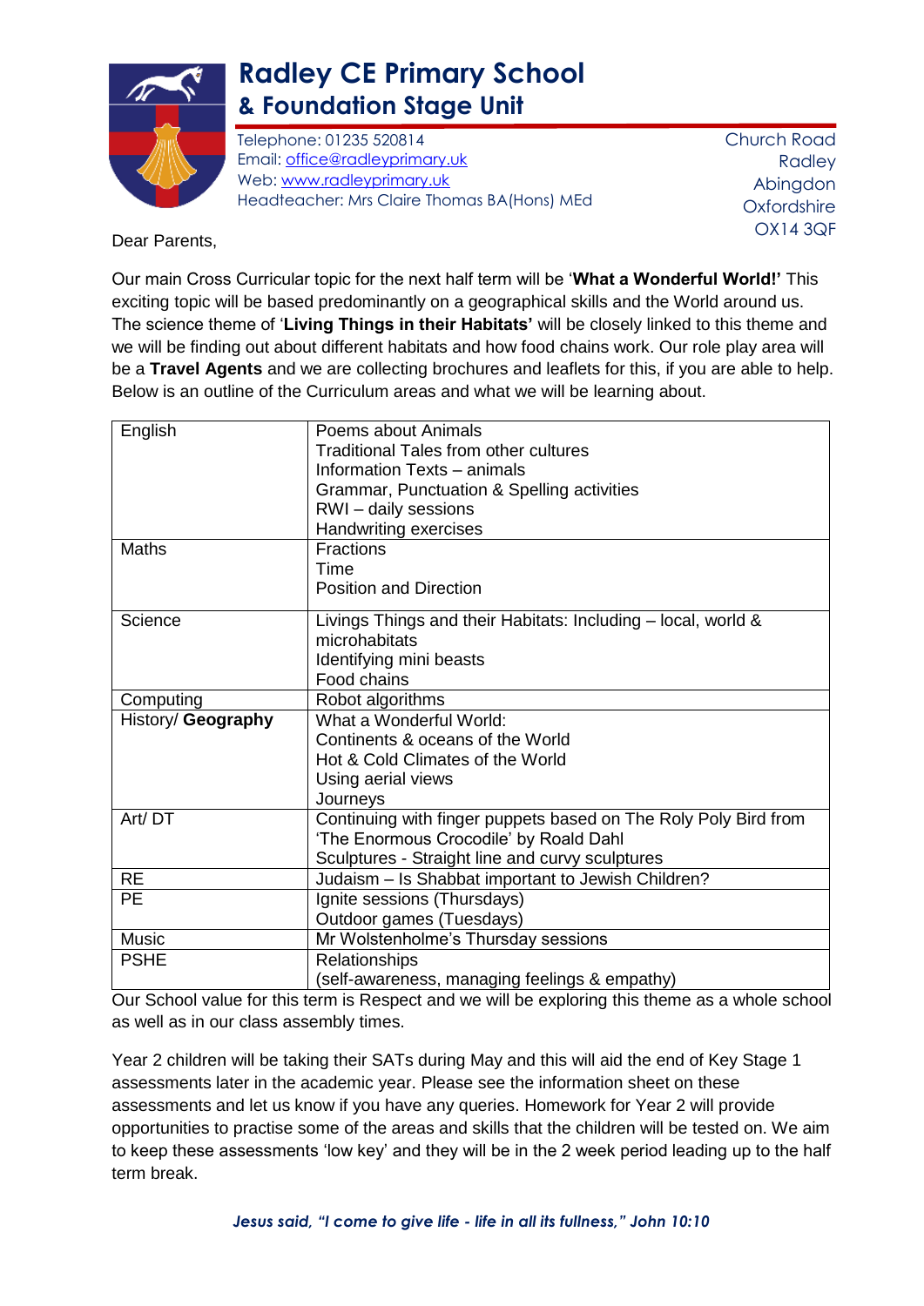# Radley CE Primary School
## & Foundation Stage Unit

Telephone: 01235 520814
Email: office@radleyprimary.uk
Web: www.radleyprimary.uk
Headteacher: Mrs Claire Thomas BA(Hons) MEd

Church Road
Radley
Abingdon
Oxfordshire
OX14 3QF

Dear Parents,

Our main Cross Curricular topic for the next half term will be '**What a Wonderful World!'** This exciting topic will be based predominantly on a geographical skills and the World around us. The science theme of '**Living Things in their Habitats'** will be closely linked to this theme and we will be finding out about different habitats and how food chains work. Our role play area will be a **Travel Agents** and we are collecting brochures and leaflets for this, if you are able to help. Below is an outline of the Curriculum areas and what we will be learning about.

| | |
|---|---|
| English | Poems about Animals<br>Traditional Tales from other cultures<br>Information Texts – animals<br>Grammar, Punctuation & Spelling activities<br>RWI – daily sessions<br>Handwriting exercises |
| Maths | Fractions<br>Time<br>Position and Direction |
| Science | Livings Things and their Habitats: Including – local, world & microhabitats<br>Identifying mini beasts<br>Food chains |
| Computing | Robot algorithms |
| History/ **Geography** | What a Wonderful World:<br>Continents & oceans of the World<br>Hot & Cold Climates of the World<br>Using aerial views<br>Journeys |
| Art/ DT | Continuing with finger puppets based on The Roly Poly Bird from 'The Enormous Crocodile' by Roald Dahl<br>Sculptures - Straight line and curvy sculptures |
| RE | Judaism – Is Shabbat important to Jewish Children? |
| PE | Ignite sessions (Thursdays)<br>Outdoor games (Tuesdays) |
| Music | Mr Wolstenholme's Thursday sessions |
| PSHE | Relationships<br>(self-awareness, managing feelings & empathy) |

Our School value for this term is Respect and we will be exploring this theme as a whole school as well as in our class assembly times.

Year 2 children will be taking their SATs during May and this will aid the end of Key Stage 1 assessments later in the academic year. Please see the information sheet on these assessments and let us know if you have any queries. Homework for Year 2 will provide opportunities to practise some of the areas and skills that the children will be tested on. We aim to keep these assessments 'low key' and they will be in the 2 week period leading up to the half term break.

***Jesus said, "I come to give life - life in all its fullness," John 10:10***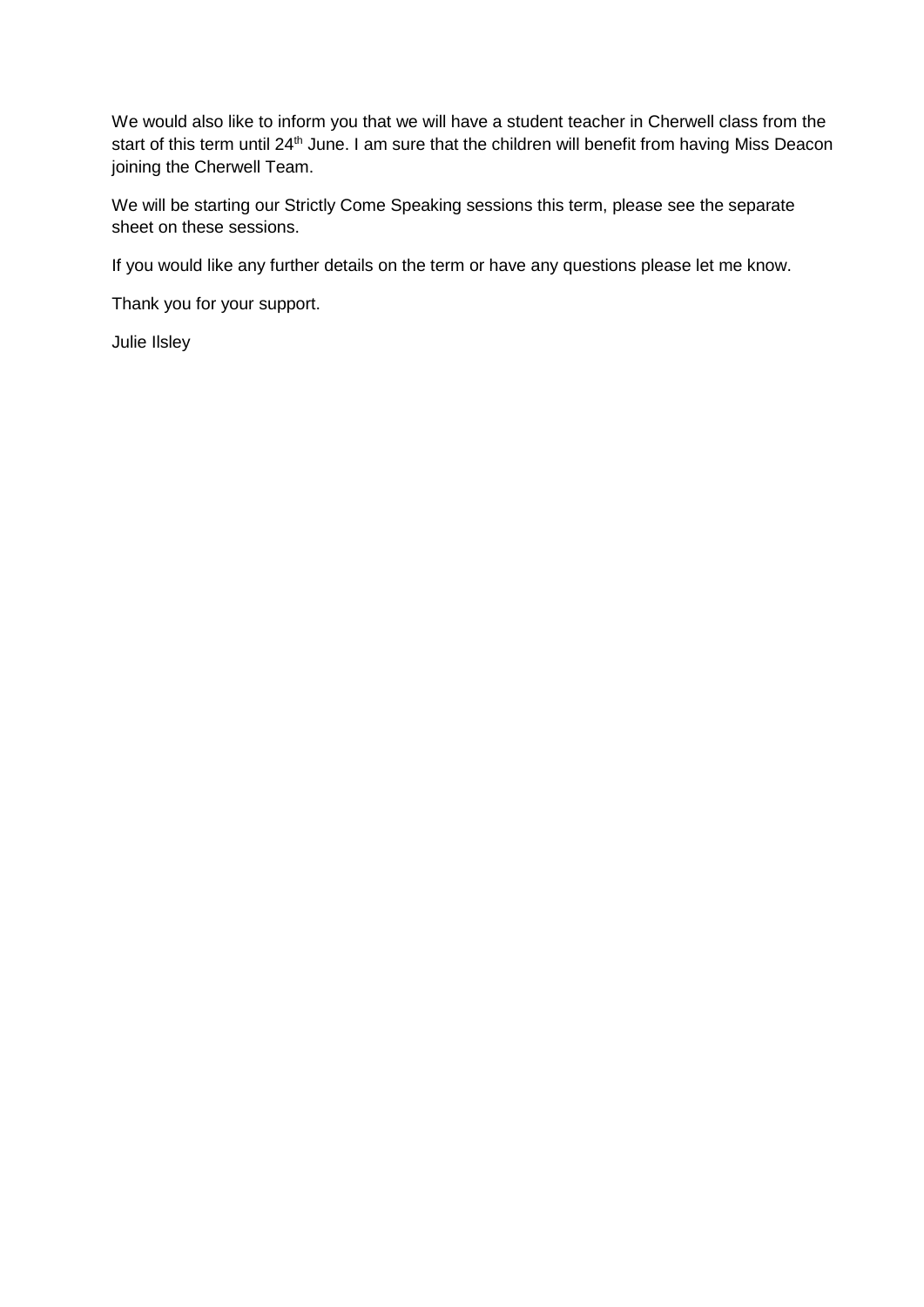We would also like to inform you that we will have a student teacher in Cherwell class from the start of this term until 24th June. I am sure that the children will benefit from having Miss Deacon joining the Cherwell Team.

We will be starting our Strictly Come Speaking sessions this term, please see the separate sheet on these sessions.

If you would like any further details on the term or have any questions please let me know.

Thank you for your support.

Julie Ilsley